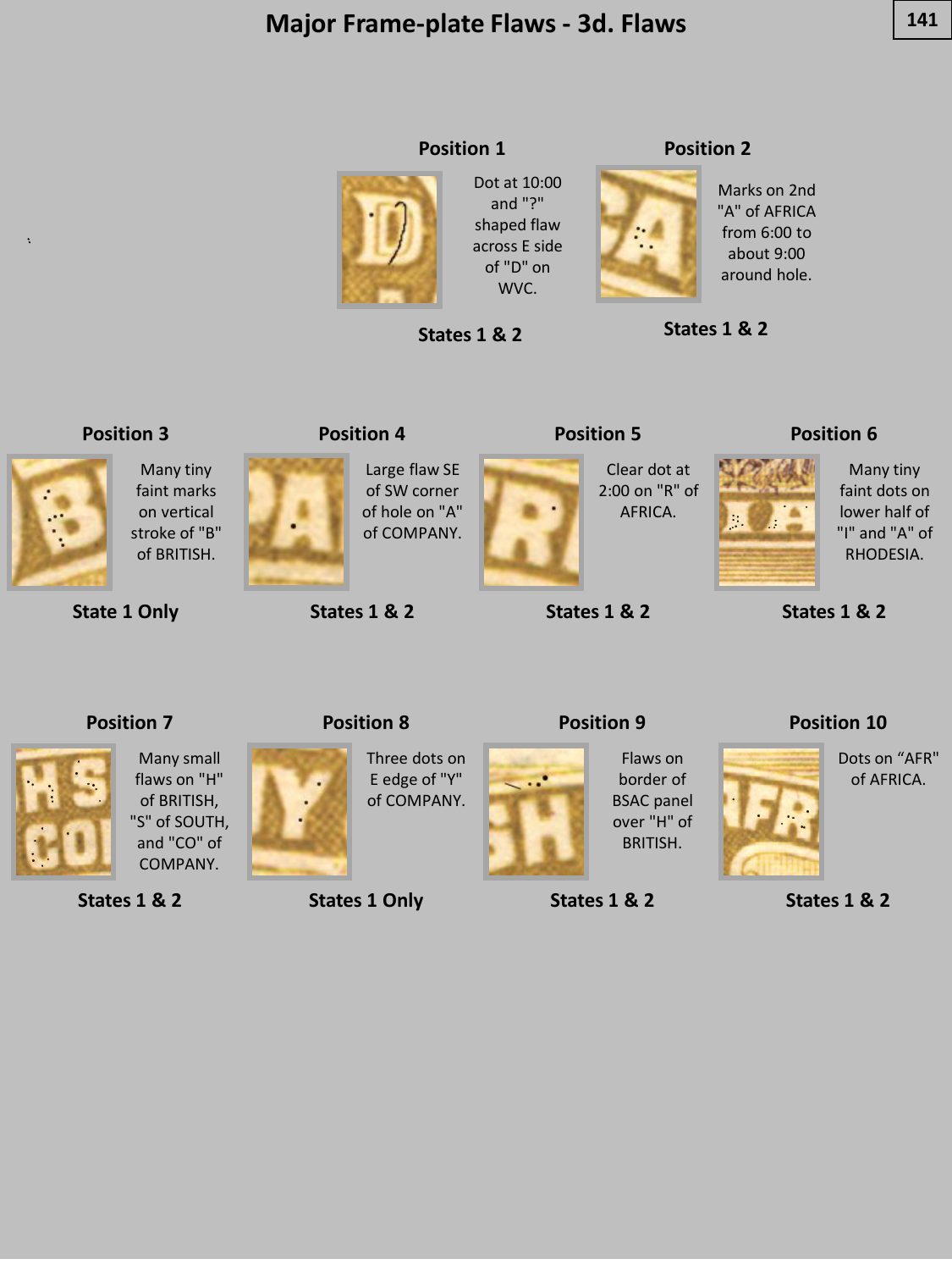# Major Frame-plate Flaws - 3d. Flaws

### Position 1

Dot at 10:00 and "?" shaped flaw across E side of "D" on WVC.

**States 1 & 2**

### Position 2

Marks on 2nd "A" of AFRICA from 6:00 to about 9:00 around hole.

**States 1 & 2**

### Position 3

Many tiny faint marks on vertical stroke of "B" of BRITISH.

**State 1 Only**

### Position 4

Large flaw SE of SW corner of hole on "A" of COMPANY.

**States 1 & 2**

### Position 5

Clear dot at 2:00 on "R" of AFRICA.

**States 1 & 2**

### Position 6

Many tiny faint dots on lower half of "I" and "A" of RHODESIA.

**States 1 & 2**

### Position 7

Many small flaws on "H" of BRITISH, "S" of SOUTH, and "CO" of COMPANY.

**States 1 & 2**

### Position 8

Three dots on E edge of "Y" of COMPANY.

**States 1 Only**

### Position 9

Flaws on border of BSAC panel over "H" of BRITISH.

**States 1 & 2**

### Position 10

Dots on "AFR" of AFRICA.

**States 1 & 2**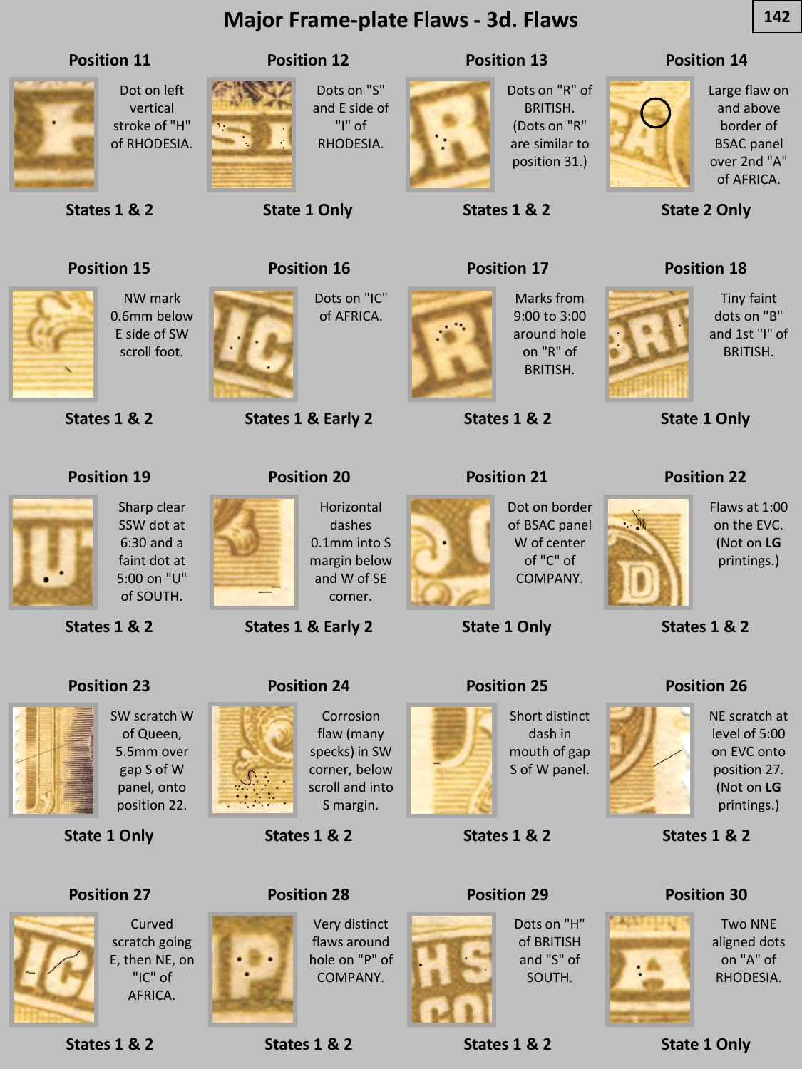# Major Frame-plate Flaws - 3d. Flaws

### Position 11

Dot on left vertical stroke of "H" of RHODESIA.

**States 1 & 2**

### Position 12

Dots on "S" and E side of "I" of RHODESIA.

**State 1 Only**

### Position 13

Dots on "R" of BRITISH. (Dots on "R" are similar to position 31.)

**States 1 & 2**

### Position 14

Large flaw on and above border of BSAC panel over 2nd "A" of AFRICA.

**State 2 Only**

### Position 15

NW mark 0.6mm below E side of SW scroll foot.

**States 1 & 2**

### Position 16

Dots on "IC" of AFRICA.

**States 1 & Early 2**

### Position 17

Marks from 9:00 to 3:00 around hole on "R" of BRITISH.

**States 1 & 2**

### Position 18

Tiny faint dots on "B" and 1st "I" of BRITISH.

**State 1 Only**

### Position 19

Sharp clear SSW dot at 6:30 and a faint dot at 5:00 on "U" of SOUTH.

**States 1 & 2**

### Position 20

Horizontal dashes 0.1mm into S margin below and W of SE corner.

**States 1 & Early 2**

### Position 21

Dot on border of BSAC panel W of center of "C" of COMPANY.

**State 1 Only**

### Position 22

Flaws at 1:00 on the EVC. (Not on **LG** printings.)

**States 1 & 2**

### Position 23

SW scratch W of Queen, 5.5mm over gap S of W panel, onto position 22.

**State 1 Only**

### Position 24

Corrosion flaw (many specks) in SW corner, below scroll and into S margin.

**States 1 & 2**

### Position 25

Short distinct dash in mouth of gap S of W panel.

**States 1 & 2**

### Position 26

NE scratch at level of 5:00 on EVC onto position 27. (Not on **LG** printings.)

**States 1 & 2**

### Position 27

Curved scratch going E, then NE, on "IC" of AFRICA.

**States 1 & 2**

### Position 28

Very distinct flaws around hole on "P" of COMPANY.

**States 1 & 2**

### Position 29

Dots on "H" of BRITISH and "S" of SOUTH.

**States 1 & 2**

### Position 30

Two NNE aligned dots on "A" of RHODESIA.

**State 1 Only**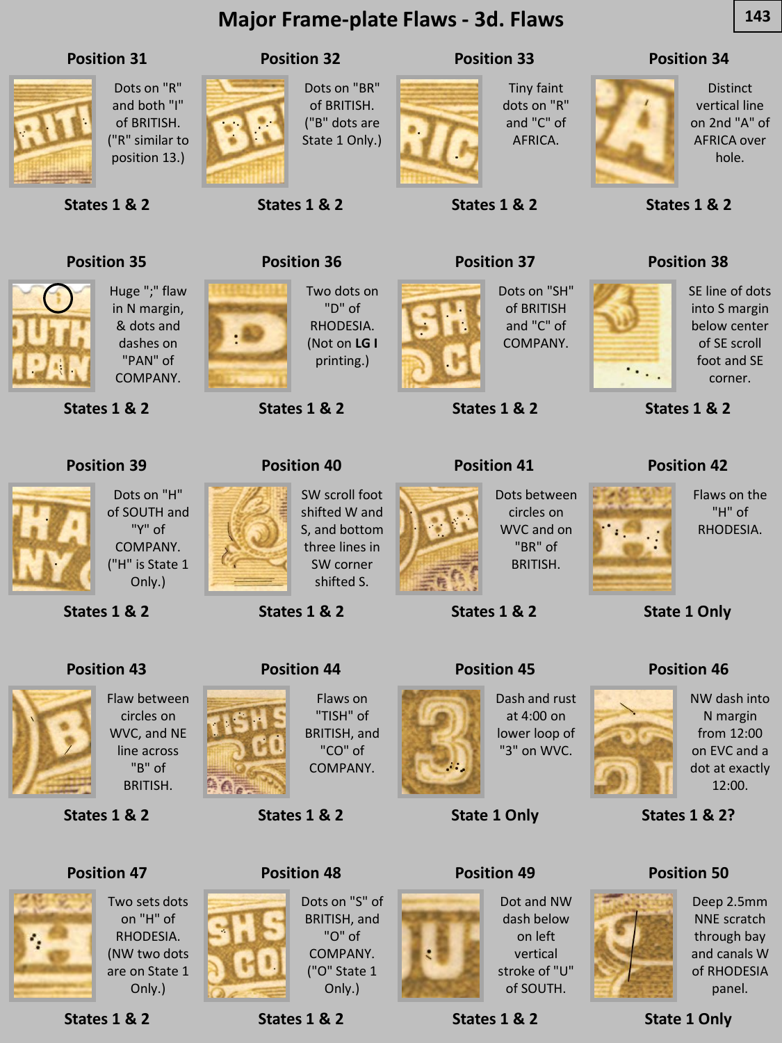# Major Frame-plate Flaws - 3d. Flaws

### Position 31

Dots on "R" and both "I" of BRITISH. ("R" similar to position 13.)

**States 1 & 2**

### Position 32

Dots on "BR" of BRITISH. ("B" dots are State 1 Only.)

**States 1 & 2**

### Position 33

Tiny faint dots on "R" and "C" of AFRICA.

**States 1 & 2**

### Position 34

Distinct vertical line on 2nd "A" of AFRICA over hole.

**States 1 & 2**

### Position 35

Huge ";" flaw in N margin, & dots and dashes on "PAN" of COMPANY.

**States 1 & 2**

### Position 36

Two dots on "D" of RHODESIA. (Not on **LG I** printing.)

**States 1 & 2**

### Position 37

Dots on "SH" of BRITISH and "C" of COMPANY.

**States 1 & 2**

### Position 38

SE line of dots into S margin below center of SE scroll foot and SE corner.

**States 1 & 2**

### Position 39

Dots on "H" of SOUTH and "Y" of COMPANY. ("H" is State 1 Only.)

**States 1 & 2**

### Position 40

SW scroll foot shifted W and S, and bottom three lines in SW corner shifted S.

**States 1 & 2**

### Position 41

Dots between circles on WVC and on "BR" of BRITISH.

**States 1 & 2**

### Position 42

Flaws on the "H" of RHODESIA.

**State 1 Only**

### Position 43

Flaw between circles on WVC, and NE line across "B" of BRITISH.

**States 1 & 2**

### Position 44

Flaws on "TISH" of BRITISH, and "CO" of COMPANY.

**States 1 & 2**

### Position 45

Dash and rust at 4:00 on lower loop of "3" on WVC.

**State 1 Only**

### Position 46

NW dash into N margin from 12:00 on EVC and a dot at exactly 12:00.

**States 1 & 2?**

### Position 47

Two sets dots on "H" of RHODESIA. (NW two dots are on State 1 Only.)

**States 1 & 2**

### Position 48

Dots on "S" of BRITISH, and "O" of COMPANY. ("O" State 1 Only.)

**States 1 & 2**

### Position 49

Dot and NW dash below on left vertical stroke of "U" of SOUTH.

**States 1 & 2**

### Position 50

Deep 2.5mm NNE scratch through bay and canals W of RHODESIA panel.

**State 1 Only**